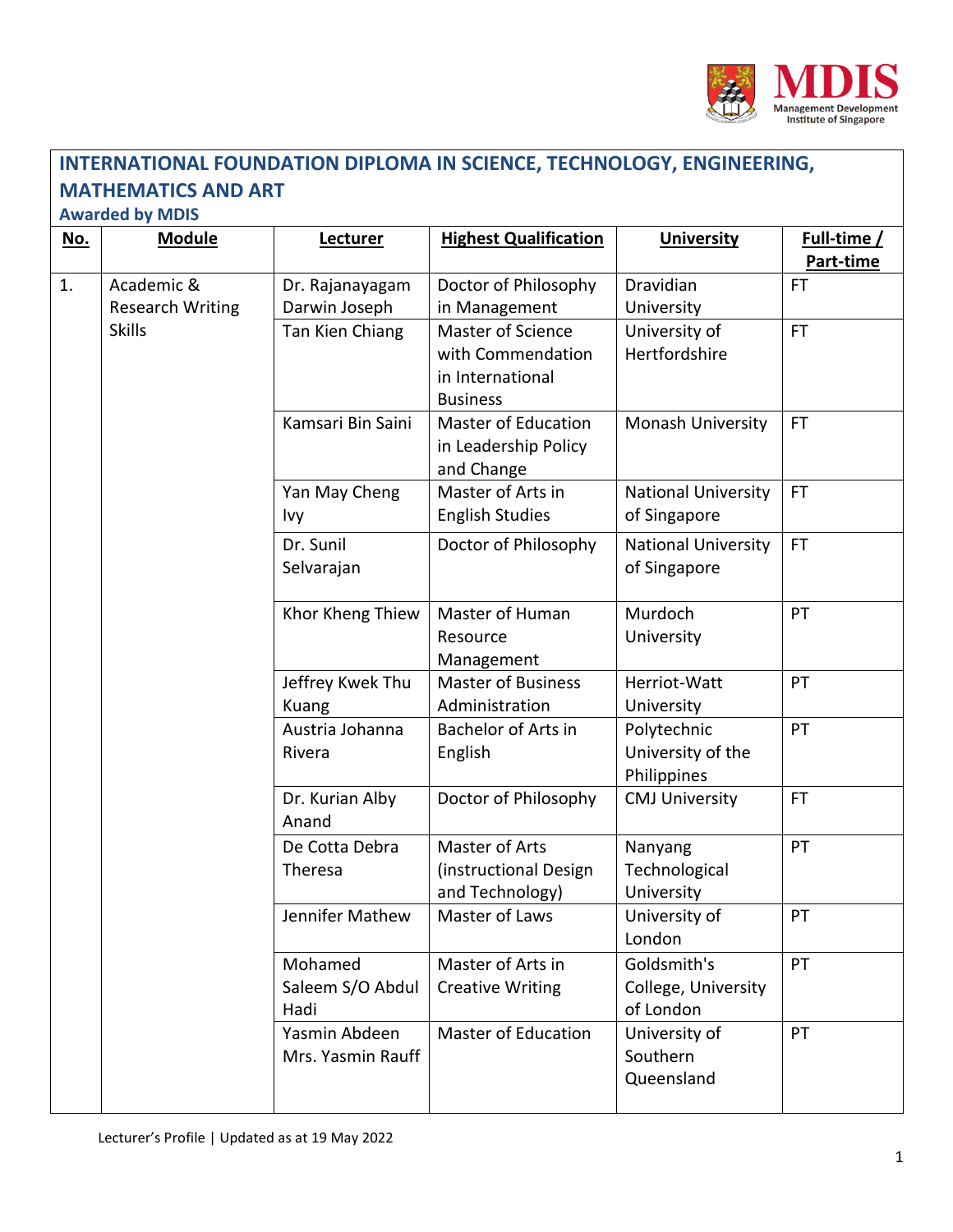## INTERNATIONAL FOUNDATION DIPLOMA IN SCIENCE, TECHNOLOGY, ENGINEERING, MATHEMATICS AND ART

### Awarded by MDIS

| No. | Module | Lecturer | Highest Qualification | University | Full-time / Part-time |
|---|---|---|---|---|---|
| 1. | Academic & Research Writing Skills | Dr. Rajanayagam Darwin Joseph | Doctor of Philosophy in Management | Dravidian University | FT |
| | | Tan Kien Chiang | Master of Science with Commendation in International Business | University of Hertfordshire | FT |
| | | Kamsari Bin Saini | Master of Education in Leadership Policy and Change | Monash University | FT |
| | | Yan May Cheng Ivy | Master of Arts in English Studies | National University of Singapore | FT |
| | | Dr. Sunil Selvarajan | Doctor of Philosophy | National University of Singapore | FT |
| | | Khor Kheng Thiew | Master of Human Resource Management | Murdoch University | PT |
| | | Jeffrey Kwek Thu Kuang | Master of Business Administration | Herriot-Watt University | PT |
| | | Austria Johanna Rivera | Bachelor of Arts in English | Polytechnic University of the Philippines | PT |
| | | Dr. Kurian Alby Anand | Doctor of Philosophy | CMJ University | FT |
| | | De Cotta Debra Theresa | Master of Arts (instructional Design and Technology) | Nanyang Technological University | PT |
| | | Jennifer Mathew | Master of Laws | University of London | PT |
| | | Mohamed Saleem S/O Abdul Hadi | Master of Arts in Creative Writing | Goldsmith's College, University of London | PT |
| | | Yasmin Abdeen Mrs. Yasmin Rauff | Master of Education | University of Southern Queensland | PT |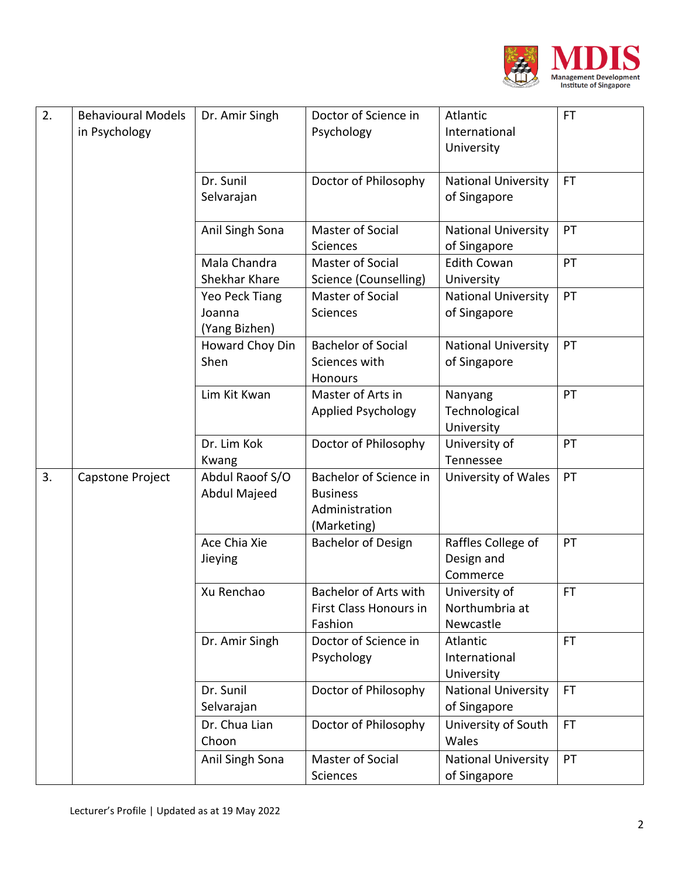| 2. | Behavioural Models in Psychology | Dr. Amir Singh | Doctor of Science in Psychology | Atlantic International University | FT |
|---|---|---|---|---|---|
| | | Dr. Sunil Selvarajan | Doctor of Philosophy | National University of Singapore | FT |
| | | Anil Singh Sona | Master of Social Sciences | National University of Singapore | PT |
| | | Mala Chandra Shekhar Khare | Master of Social Science (Counselling) | Edith Cowan University | PT |
| | | Yeo Peck Tiang Joanna (Yang Bizhen) | Master of Social Sciences | National University of Singapore | PT |
| | | Howard Choy Din Shen | Bachelor of Social Sciences with Honours | National University of Singapore | PT |
| | | Lim Kit Kwan | Master of Arts in Applied Psychology | Nanyang Technological University | PT |
| | | Dr. Lim Kok Kwang | Doctor of Philosophy | University of Tennessee | PT |
| 3. | Capstone Project | Abdul Raoof S/O Abdul Majeed | Bachelor of Science in Business Administration (Marketing) | University of Wales | PT |
| | | Ace Chia Xie Jieying | Bachelor of Design | Raffles College of Design and Commerce | PT |
| | | Xu Renchao | Bachelor of Arts with First Class Honours in Fashion | University of Northumbria at Newcastle | FT |
| | | Dr. Amir Singh | Doctor of Science in Psychology | Atlantic International University | FT |
| | | Dr. Sunil Selvarajan | Doctor of Philosophy | National University of Singapore | FT |
| | | Dr. Chua Lian Choon | Doctor of Philosophy | University of South Wales | FT |
| | | Anil Singh Sona | Master of Social Sciences | National University of Singapore | PT |

Lecturer's Profile | Updated as at 19 May 2022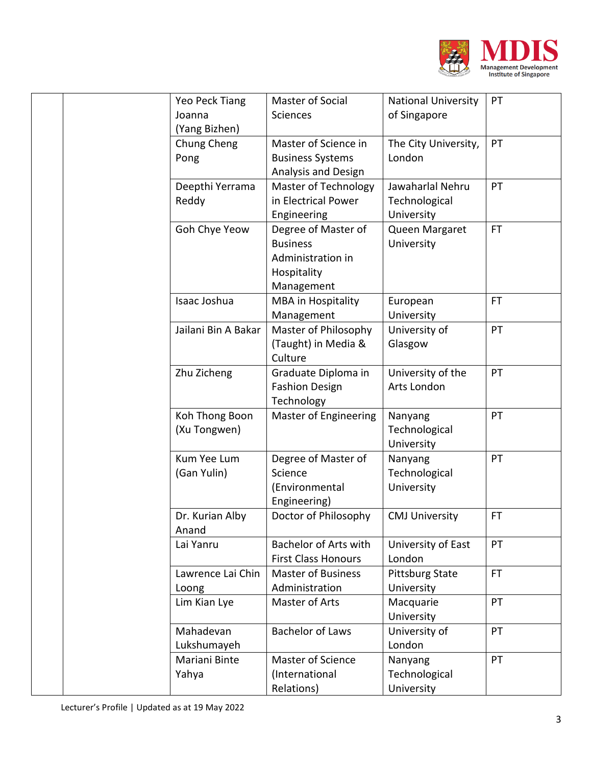| | | | | | |
|---|---|---|---|---|---|
| | | Yeo Peck Tiang Joanna (Yang Bizhen) | Master of Social Sciences | National University of Singapore | PT |
| | | Chung Cheng Pong | Master of Science in Business Systems Analysis and Design | The City University, London | PT |
| | | Deepthi Yerrama Reddy | Master of Technology in Electrical Power Engineering | Jawaharlal Nehru Technological University | PT |
| | | Goh Chye Yeow | Degree of Master of Business Administration in Hospitality Management | Queen Margaret University | FT |
| | | Isaac Joshua | MBA in Hospitality Management | European University | FT |
| | | Jailani Bin A Bakar | Master of Philosophy (Taught) in Media & Culture | University of Glasgow | PT |
| | | Zhu Zicheng | Graduate Diploma in Fashion Design Technology | University of the Arts London | PT |
| | | Koh Thong Boon (Xu Tongwen) | Master of Engineering | Nanyang Technological University | PT |
| | | Kum Yee Lum (Gan Yulin) | Degree of Master of Science (Environmental Engineering) | Nanyang Technological University | PT |
| | | Dr. Kurian Alby Anand | Doctor of Philosophy | CMJ University | FT |
| | | Lai Yanru | Bachelor of Arts with First Class Honours | University of East London | PT |
| | | Lawrence Lai Chin Loong | Master of Business Administration | Pittsburg State University | FT |
| | | Lim Kian Lye | Master of Arts | Macquarie University | PT |
| | | Mahadevan Lukshumayeh | Bachelor of Laws | University of London | PT |
| | | Mariani Binte Yahya | Master of Science (International Relations) | Nanyang Technological University | PT |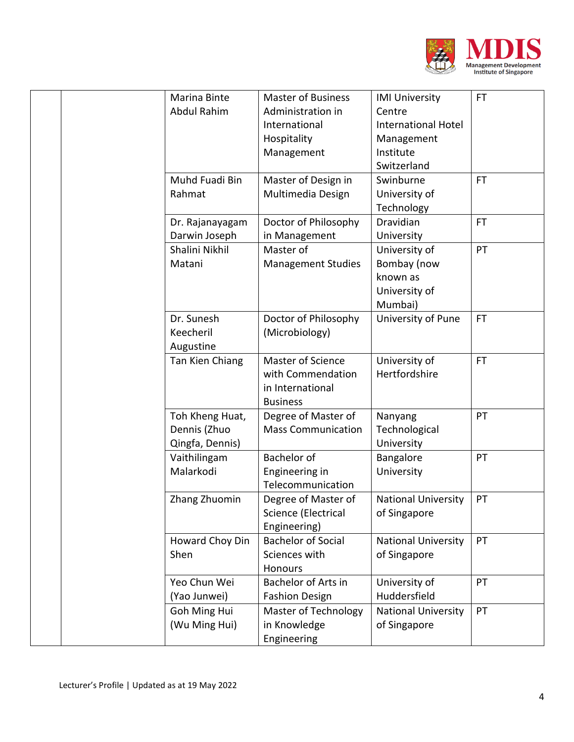| | | | | | |
|---|---|---|---|---|---|
| | | Marina Binte Abdul Rahim | Master of Business Administration in International Hospitality Management | IMI University Centre International Hotel Management Institute Switzerland | FT |
| | | Muhd Fuadi Bin Rahmat | Master of Design in Multimedia Design | Swinburne University of Technology | FT |
| | | Dr. Rajanayagam Darwin Joseph | Doctor of Philosophy in Management | Dravidian University | FT |
| | | Shalini Nikhil Matani | Master of Management Studies | University of Bombay (now known as University of Mumbai) | PT |
| | | Dr. Sunesh Keecheril Augustine | Doctor of Philosophy (Microbiology) | University of Pune | FT |
| | | Tan Kien Chiang | Master of Science with Commendation in International Business | University of Hertfordshire | FT |
| | | Toh Kheng Huat, Dennis (Zhuo Qingfa, Dennis) | Degree of Master of Mass Communication | Nanyang Technological University | PT |
| | | Vaithilingam Malarkodi | Bachelor of Engineering in Telecommunication | Bangalore University | PT |
| | | Zhang Zhuomin | Degree of Master of Science (Electrical Engineering) | National University of Singapore | PT |
| | | Howard Choy Din Shen | Bachelor of Social Sciences with Honours | National University of Singapore | PT |
| | | Yeo Chun Wei (Yao Junwei) | Bachelor of Arts in Fashion Design | University of Huddersfield | PT |
| | | Goh Ming Hui (Wu Ming Hui) | Master of Technology in Knowledge Engineering | National University of Singapore | PT |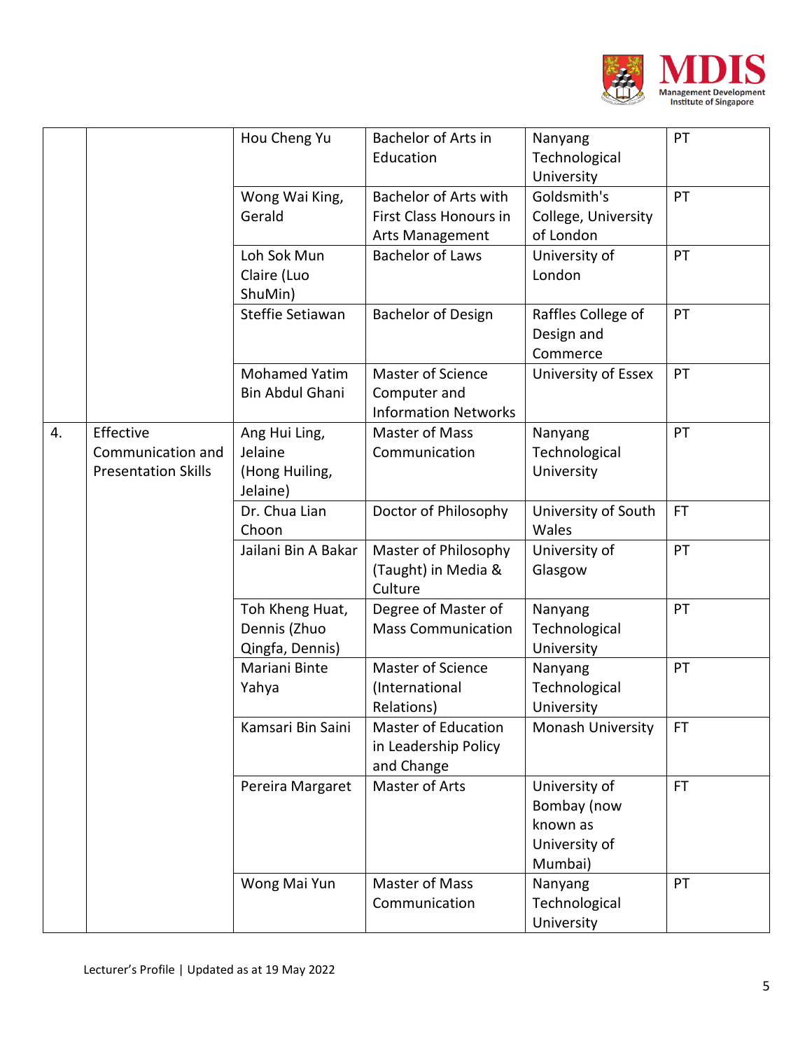| | | Hou Cheng Yu | Bachelor of Arts in Education | Nanyang Technological University | PT |
|---|---|---|---|---|---|
| | | Wong Wai King, Gerald | Bachelor of Arts with First Class Honours in Arts Management | Goldsmith's College, University of London | PT |
| | | Loh Sok Mun Claire (Luo ShuMin) | Bachelor of Laws | University of London | PT |
| | | Steffie Setiawan | Bachelor of Design | Raffles College of Design and Commerce | PT |
| | | Mohamed Yatim Bin Abdul Ghani | Master of Science Computer and Information Networks | University of Essex | PT |
| 4. | Effective Communication and Presentation Skills | Ang Hui Ling, Jelaine (Hong Huiling, Jelaine) | Master of Mass Communication | Nanyang Technological University | PT |
| | | Dr. Chua Lian Choon | Doctor of Philosophy | University of South Wales | FT |
| | | Jailani Bin A Bakar | Master of Philosophy (Taught) in Media & Culture | University of Glasgow | PT |
| | | Toh Kheng Huat, Dennis (Zhuo Qingfa, Dennis) | Degree of Master of Mass Communication | Nanyang Technological University | PT |
| | | Mariani Binte Yahya | Master of Science (International Relations) | Nanyang Technological University | PT |
| | | Kamsari Bin Saini | Master of Education in Leadership Policy and Change | Monash University | FT |
| | | Pereira Margaret | Master of Arts | University of Bombay (now known as University of Mumbai) | FT |
| | | Wong Mai Yun | Master of Mass Communication | Nanyang Technological University | PT |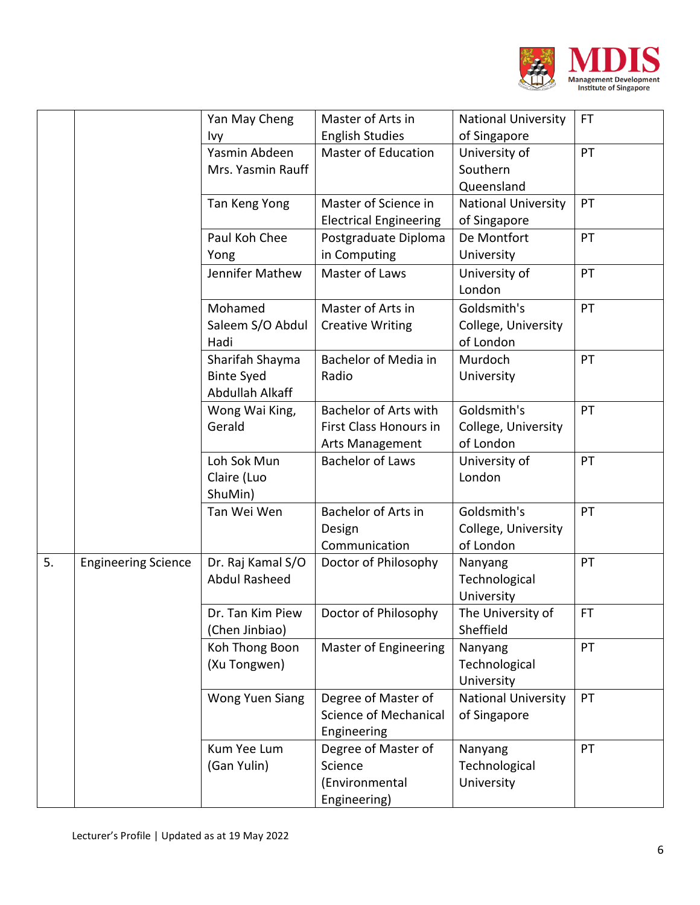| | | | | | |
|---|---|---|---|---|---|
| | | Yan May Cheng Ivy | Master of Arts in English Studies | National University of Singapore | FT |
| | | Yasmin Abdeen Mrs. Yasmin Rauff | Master of Education | University of Southern Queensland | PT |
| | | Tan Keng Yong | Master of Science in Electrical Engineering | National University of Singapore | PT |
| | | Paul Koh Chee Yong | Postgraduate Diploma in Computing | De Montfort University | PT |
| | | Jennifer Mathew | Master of Laws | University of London | PT |
| | | Mohamed Saleem S/O Abdul Hadi | Master of Arts in Creative Writing | Goldsmith's College, University of London | PT |
| | | Sharifah Shayma Binte Syed Abdullah Alkaff | Bachelor of Media in Radio | Murdoch University | PT |
| | | Wong Wai King, Gerald | Bachelor of Arts with First Class Honours in Arts Management | Goldsmith's College, University of London | PT |
| | | Loh Sok Mun Claire (Luo ShuMin) | Bachelor of Laws | University of London | PT |
| | | Tan Wei Wen | Bachelor of Arts in Design Communication | Goldsmith's College, University of London | PT |
| 5. | Engineering Science | Dr. Raj Kamal S/O Abdul Rasheed | Doctor of Philosophy | Nanyang Technological University | PT |
| | | Dr. Tan Kim Piew (Chen Jinbiao) | Doctor of Philosophy | The University of Sheffield | FT |
| | | Koh Thong Boon (Xu Tongwen) | Master of Engineering | Nanyang Technological University | PT |
| | | Wong Yuen Siang | Degree of Master of Science of Mechanical Engineering | National University of Singapore | PT |
| | | Kum Yee Lum (Gan Yulin) | Degree of Master of Science (Environmental Engineering) | Nanyang Technological University | PT |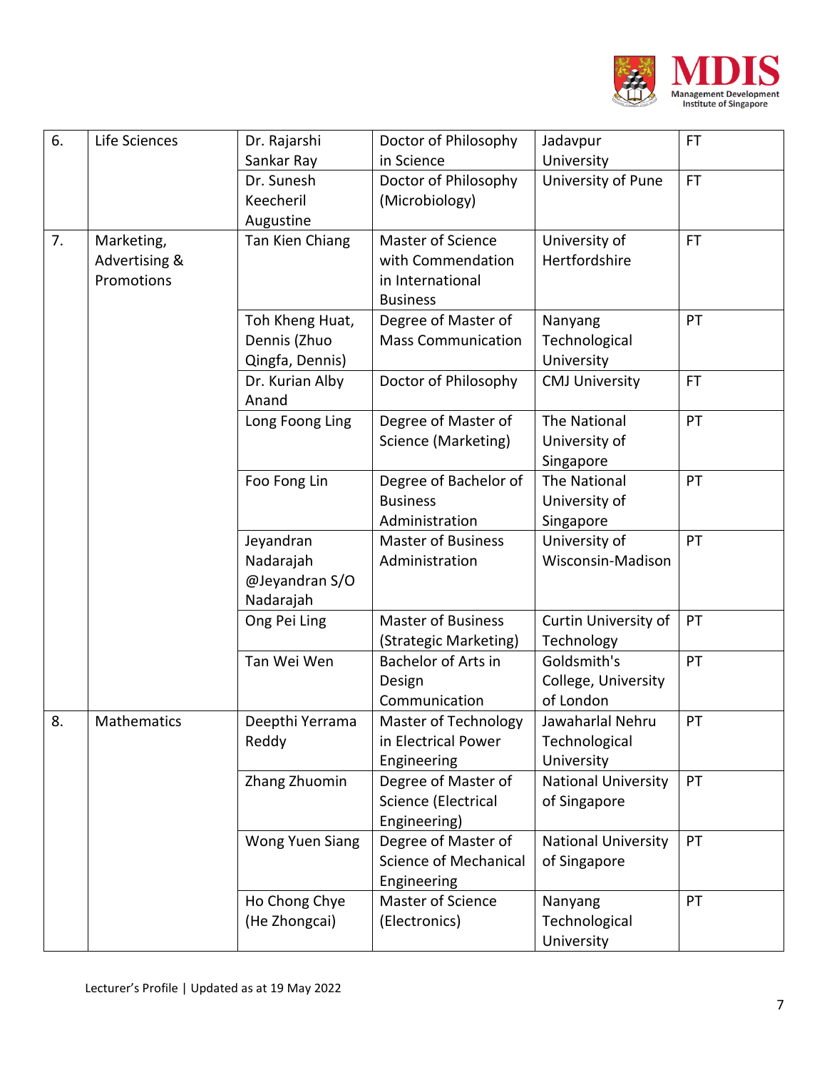| 6. | Life Sciences | Dr. Rajarshi Sankar Ray | Doctor of Philosophy in Science | Jadavpur University | FT |
|---|---|---|---|---|---|
| | | Dr. Sunesh Keecheril Augustine | Doctor of Philosophy (Microbiology) | University of Pune | FT |
| 7. | Marketing, Advertising & Promotions | Tan Kien Chiang | Master of Science with Commendation in International Business | University of Hertfordshire | FT |
| | | Toh Kheng Huat, Dennis (Zhuo Qingfa, Dennis) | Degree of Master of Mass Communication | Nanyang Technological University | PT |
| | | Dr. Kurian Alby Anand | Doctor of Philosophy | CMJ University | FT |
| | | Long Foong Ling | Degree of Master of Science (Marketing) | The National University of Singapore | PT |
| | | Foo Fong Lin | Degree of Bachelor of Business Administration | The National University of Singapore | PT |
| | | Jeyandran Nadarajah @Jeyandran S/O Nadarajah | Master of Business Administration | University of Wisconsin-Madison | PT |
| | | Ong Pei Ling | Master of Business (Strategic Marketing) | Curtin University of Technology | PT |
| | | Tan Wei Wen | Bachelor of Arts in Design Communication | Goldsmith's College, University of London | PT |
| 8. | Mathematics | Deepthi Yerrama Reddy | Master of Technology in Electrical Power Engineering | Jawaharlal Nehru Technological University | PT |
| | | Zhang Zhuomin | Degree of Master of Science (Electrical Engineering) | National University of Singapore | PT |
| | | Wong Yuen Siang | Degree of Master of Science of Mechanical Engineering | National University of Singapore | PT |
| | | Ho Chong Chye (He Zhongcai) | Master of Science (Electronics) | Nanyang Technological University | PT |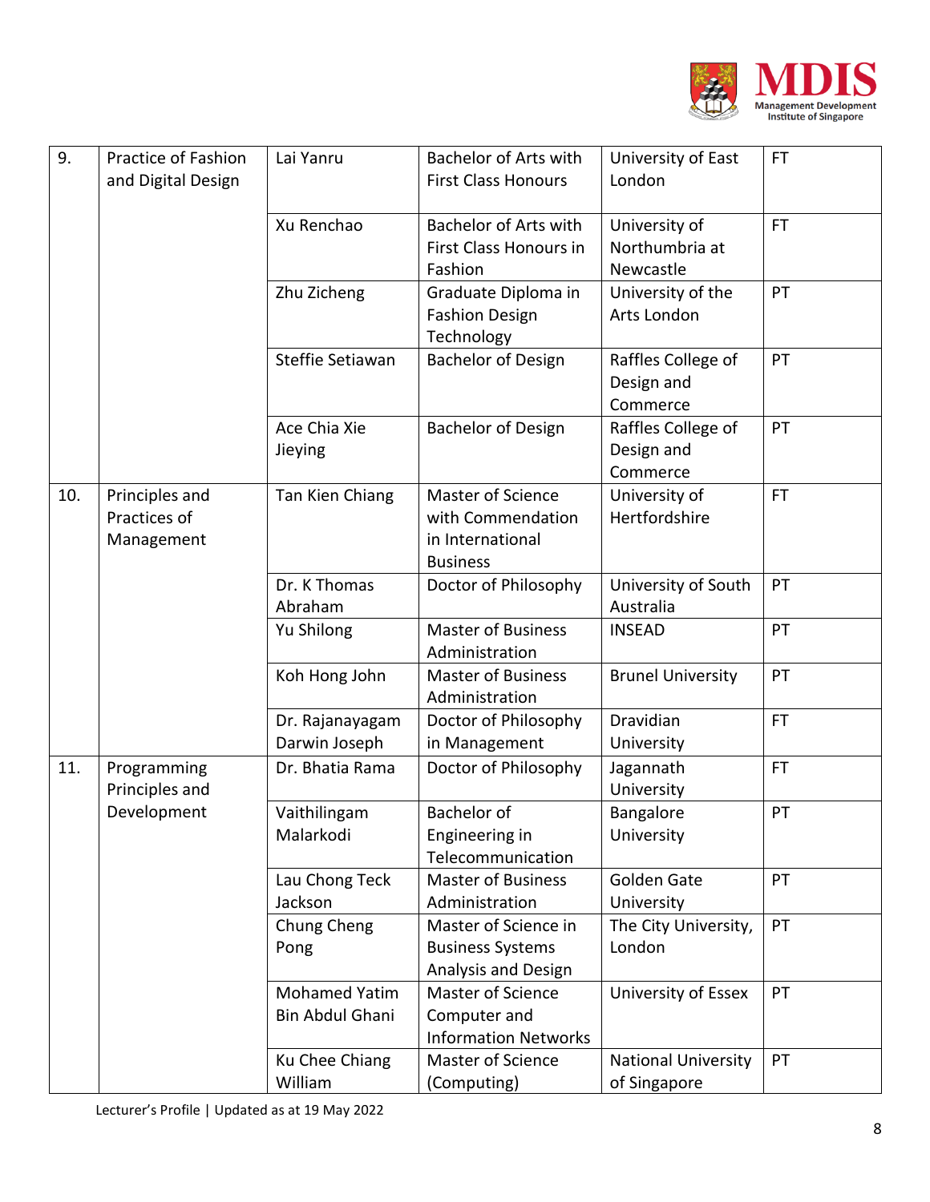| 9. | Practice of Fashion and Digital Design | Lai Yanru | Bachelor of Arts with First Class Honours | University of East London | FT |
|---|---|---|---|---|---|
| | | Xu Renchao | Bachelor of Arts with First Class Honours in Fashion | University of Northumbria at Newcastle | FT |
| | | Zhu Zicheng | Graduate Diploma in Fashion Design Technology | University of the Arts London | PT |
| | | Steffie Setiawan | Bachelor of Design | Raffles College of Design and Commerce | PT |
| | | Ace Chia Xie Jieying | Bachelor of Design | Raffles College of Design and Commerce | PT |
| 10. | Principles and Practices of Management | Tan Kien Chiang | Master of Science with Commendation in International Business | University of Hertfordshire | FT |
| | | Dr. K Thomas Abraham | Doctor of Philosophy | University of South Australia | PT |
| | | Yu Shilong | Master of Business Administration | INSEAD | PT |
| | | Koh Hong John | Master of Business Administration | Brunel University | PT |
| | | Dr. Rajanayagam Darwin Joseph | Doctor of Philosophy in Management | Dravidian University | FT |
| 11. | Programming Principles and Development | Dr. Bhatia Rama | Doctor of Philosophy | Jagannath University | FT |
| | | Vaithilingam Malarkodi | Bachelor of Engineering in Telecommunication | Bangalore University | PT |
| | | Lau Chong Teck Jackson | Master of Business Administration | Golden Gate University | PT |
| | | Chung Cheng Pong | Master of Science in Business Systems Analysis and Design | The City University, London | PT |
| | | Mohamed Yatim Bin Abdul Ghani | Master of Science Computer and Information Networks | University of Essex | PT |
| | | Ku Chee Chiang William | Master of Science (Computing) | National University of Singapore | PT |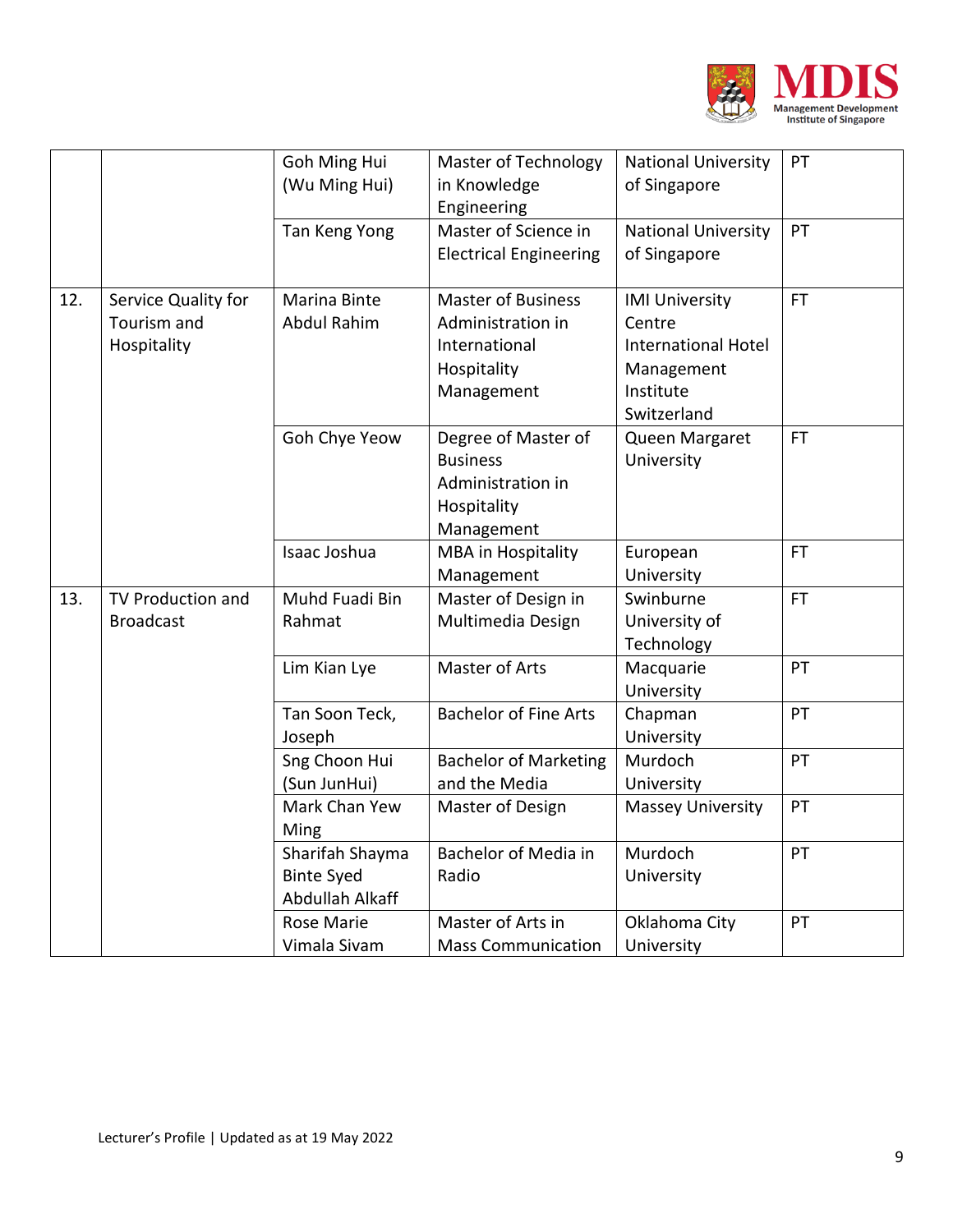| | | | | | |
|---|---|---|---|---|---|
| | | Goh Ming Hui (Wu Ming Hui) | Master of Technology in Knowledge Engineering | National University of Singapore | PT |
| | | Tan Keng Yong | Master of Science in Electrical Engineering | National University of Singapore | PT |
| 12. | Service Quality for Tourism and Hospitality | Marina Binte Abdul Rahim | Master of Business Administration in International Hospitality Management | IMI University Centre International Hotel Management Institute Switzerland | FT |
| | | Goh Chye Yeow | Degree of Master of Business Administration in Hospitality Management | Queen Margaret University | FT |
| | | Isaac Joshua | MBA in Hospitality Management | European University | FT |
| 13. | TV Production and Broadcast | Muhd Fuadi Bin Rahmat | Master of Design in Multimedia Design | Swinburne University of Technology | FT |
| | | Lim Kian Lye | Master of Arts | Macquarie University | PT |
| | | Tan Soon Teck, Joseph | Bachelor of Fine Arts | Chapman University | PT |
| | | Sng Choon Hui (Sun JunHui) | Bachelor of Marketing and the Media | Murdoch University | PT |
| | | Mark Chan Yew Ming | Master of Design | Massey University | PT |
| | | Sharifah Shayma Binte Syed Abdullah Alkaff | Bachelor of Media in Radio | Murdoch University | PT |
| | | Rose Marie Vimala Sivam | Master of Arts in Mass Communication | Oklahoma City University | PT |